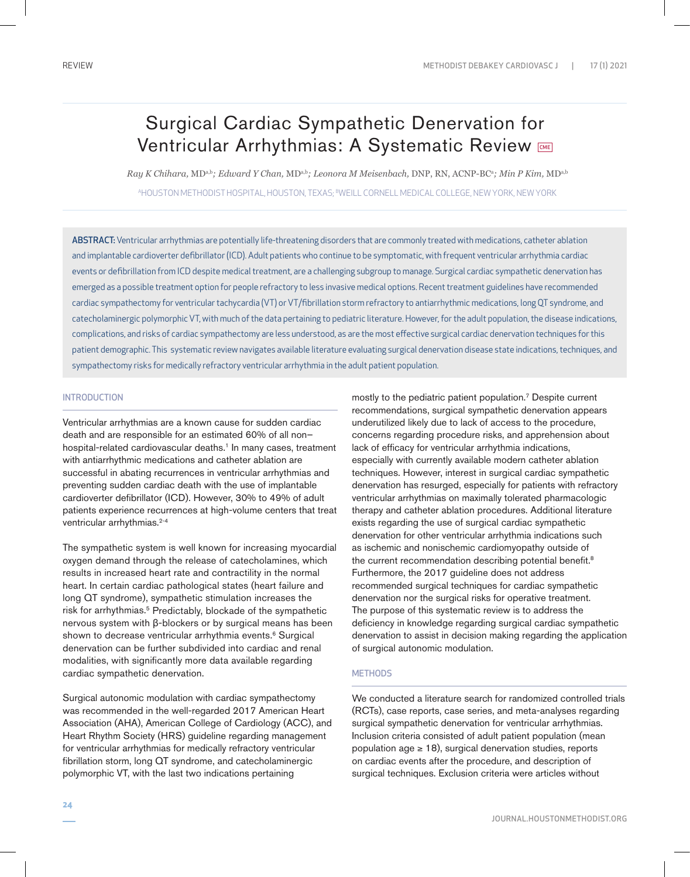REVIEW

# Surgical Cardiac Sympathetic Denervation for Ventricular Arrhythmias: A Systematic Review

*Ray K Chihara,* MD[a,b]*; Edward Y Chan,* MD[a,b]*; Leonora M Meisenbach,* DNP, RN, ACNP-BC[a]*; Min P Kim,* MD[a,b]

[a]HOUSTON METHODIST HOSPITAL, HOUSTON, TEXAS; [b]WEILL CORNELL MEDICAL COLLEGE, NEW YORK, NEW YORK

**ABSTRACT:** Ventricular arrhythmias are potentially life-threatening disorders that are commonly treated with medications, catheter ablation and implantable cardioverter defibrillator (ICD). Adult patients who continue to be symptomatic, with frequent ventricular arrhythmia cardiac events or defibrillation from ICD despite medical treatment, are a challenging subgroup to manage. Surgical cardiac sympathetic denervation has emerged as a possible treatment option for people refractory to less invasive medical options. Recent treatment guidelines have recommended cardiac sympathectomy for ventricular tachycardia (VT) or VT/fibrillation storm refractory to antiarrhythmic medications, long QT syndrome, and catecholaminergic polymorphic VT, with much of the data pertaining to pediatric literature. However, for the adult population, the disease indications, complications, and risks of cardiac sympathectomy are less understood, as are the most effective surgical cardiac denervation techniques for this patient demographic. This systematic review navigates available literature evaluating surgical denervation disease state indications, techniques, and sympathectomy risks for medically refractory ventricular arrhythmia in the adult patient population.

## INTRODUCTION

Ventricular arrhythmias are a known cause for sudden cardiac death and are responsible for an estimated 60% of all non–hospital-related cardiovascular deaths.[1] In many cases, treatment with antiarrhythmic medications and catheter ablation are successful in abating recurrences in ventricular arrhythmias and preventing sudden cardiac death with the use of implantable cardioverter defibrillator (ICD). However, 30% to 49% of adult patients experience recurrences at high-volume centers that treat ventricular arrhythmias.[2-4]

The sympathetic system is well known for increasing myocardial oxygen demand through the release of catecholamines, which results in increased heart rate and contractility in the normal heart. In certain cardiac pathological states (heart failure and long QT syndrome), sympathetic stimulation increases the risk for arrhythmias.[5] Predictably, blockade of the sympathetic nervous system with β-blockers or by surgical means has been shown to decrease ventricular arrhythmia events.[6] Surgical denervation can be further subdivided into cardiac and renal modalities, with significantly more data available regarding cardiac sympathetic denervation.

Surgical autonomic modulation with cardiac sympathectomy was recommended in the well-regarded 2017 American Heart Association (AHA), American College of Cardiology (ACC), and Heart Rhythm Society (HRS) guideline regarding management for ventricular arrhythmias for medically refractory ventricular fibrillation storm, long QT syndrome, and catecholaminergic polymorphic VT, with the last two indications pertaining mostly to the pediatric patient population.[7] Despite current recommendations, surgical sympathetic denervation appears underutilized likely due to lack of access to the procedure, concerns regarding procedure risks, and apprehension about lack of efficacy for ventricular arrhythmia indications, especially with currently available modern catheter ablation techniques. However, interest in surgical cardiac sympathetic denervation has resurged, especially for patients with refractory ventricular arrhythmias on maximally tolerated pharmacologic therapy and catheter ablation procedures. Additional literature exists regarding the use of surgical cardiac sympathetic denervation for other ventricular arrhythmia indications such as ischemic and nonischemic cardiomyopathy outside of the current recommendation describing potential benefit.[8] Furthermore, the 2017 guideline does not address recommended surgical techniques for cardiac sympathetic denervation nor the surgical risks for operative treatment. The purpose of this systematic review is to address the deficiency in knowledge regarding surgical cardiac sympathetic denervation to assist in decision making regarding the application of surgical autonomic modulation.

## METHODS

We conducted a literature search for randomized controlled trials (RCTs), case reports, case series, and meta-analyses regarding surgical sympathetic denervation for ventricular arrhythmias. Inclusion criteria consisted of adult patient population (mean population age ≥ 18), surgical denervation studies, reports on cardiac events after the procedure, and description of surgical techniques. Exclusion criteria were articles without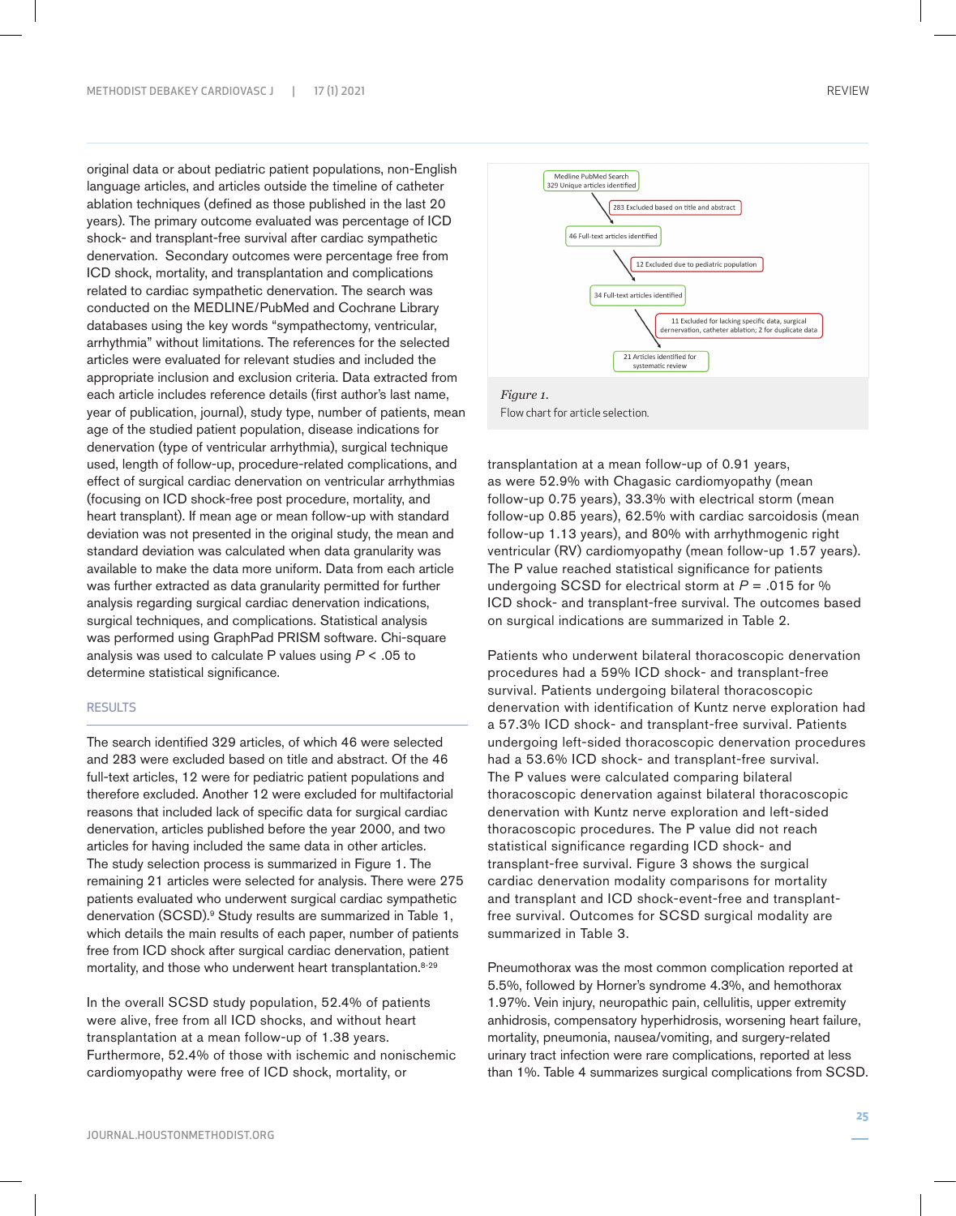original data or about pediatric patient populations, non-English language articles, and articles outside the timeline of catheter ablation techniques (defined as those published in the last 20 years). The primary outcome evaluated was percentage of ICD shock- and transplant-free survival after cardiac sympathetic denervation. Secondary outcomes were percentage free from ICD shock, mortality, and transplantation and complications related to cardiac sympathetic denervation. The search was conducted on the MEDLINE/PubMed and Cochrane Library databases using the key words "sympathectomy, ventricular, arrhythmia" without limitations. The references for the selected articles were evaluated for relevant studies and included the appropriate inclusion and exclusion criteria. Data extracted from each article includes reference details (first author's last name, year of publication, journal), study type, number of patients, mean age of the studied patient population, disease indications for denervation (type of ventricular arrhythmia), surgical technique used, length of follow-up, procedure-related complications, and effect of surgical cardiac denervation on ventricular arrhythmias (focusing on ICD shock-free post procedure, mortality, and heart transplant). If mean age or mean follow-up with standard deviation was not presented in the original study, the mean and standard deviation was calculated when data granularity was available to make the data more uniform. Data from each article was further extracted as data granularity permitted for further analysis regarding surgical cardiac denervation indications, surgical techniques, and complications. Statistical analysis was performed using GraphPad PRISM software. Chi-square analysis was used to calculate P values using $P < .05$ to determine statistical significance.

## RESULTS

The search identified 329 articles, of which 46 were selected and 283 were excluded based on title and abstract. Of the 46 full-text articles, 12 were for pediatric patient populations and therefore excluded. Another 12 were excluded for multifactorial reasons that included lack of specific data for surgical cardiac denervation, articles published before the year 2000, and two articles for having included the same data in other articles. The study selection process is summarized in Figure 1. The remaining 21 articles were selected for analysis. There were 275 patients evaluated who underwent surgical cardiac sympathetic denervation (SCSD).[9] Study results are summarized in Table 1, which details the main results of each paper, number of patients free from ICD shock after surgical cardiac denervation, patient mortality, and those who underwent heart transplantation.[8-29]

In the overall SCSD study population, 52.4% of patients were alive, free from all ICD shocks, and without heart transplantation at a mean follow-up of 1.38 years. Furthermore, 52.4% of those with ischemic and nonischemic cardiomyopathy were free of ICD shock, mortality, or transplantation at a mean follow-up of 0.91 years, as were 52.9% with Chagasic cardiomyopathy (mean follow-up 0.75 years), 33.3% with electrical storm (mean follow-up 0.85 years), 62.5% with cardiac sarcoidosis (mean follow-up 1.13 years), and 80% with arrhythmogenic right ventricular (RV) cardiomyopathy (mean follow-up 1.57 years). The P value reached statistical significance for patients undergoing SCSD for electrical storm at $P = .015$ for % ICD shock- and transplant-free survival. The outcomes based on surgical indications are summarized in Table 2.

Medline PubMed Search
329 Unique articles identified
→ 283 Excluded based on title and abstract
46 Full-text articles identified
→ 12 Excluded due to pediatric population
34 Full-text articles identified
→ 11 Excluded for lacking specific data, surgical dernervation, catheter ablation; 2 for duplicate data
21 Articles identified for systematic review

*Figure 1.*
Flow chart for article selection.

Patients who underwent bilateral thoracoscopic denervation procedures had a 59% ICD shock- and transplant-free survival. Patients undergoing bilateral thoracoscopic denervation with identification of Kuntz nerve exploration had a 57.3% ICD shock- and transplant-free survival. Patients undergoing left-sided thoracoscopic denervation procedures had a 53.6% ICD shock- and transplant-free survival. The P values were calculated comparing bilateral thoracoscopic denervation against bilateral thoracoscopic denervation with Kuntz nerve exploration and left-sided thoracoscopic procedures. The P value did not reach statistical significance regarding ICD shock- and transplant-free survival. Figure 3 shows the surgical cardiac denervation modality comparisons for mortality and transplant and ICD shock-event-free and transplant-free survival. Outcomes for SCSD surgical modality are summarized in Table 3.

Pneumothorax was the most common complication reported at 5.5%, followed by Horner's syndrome 4.3%, and hemothorax 1.97%. Vein injury, neuropathic pain, cellulitis, upper extremity anhidrosis, compensatory hyperhidrosis, worsening heart failure, mortality, pneumonia, nausea/vomiting, and surgery-related urinary tract infection were rare complications, reported at less than 1%. Table 4 summarizes surgical complications from SCSD.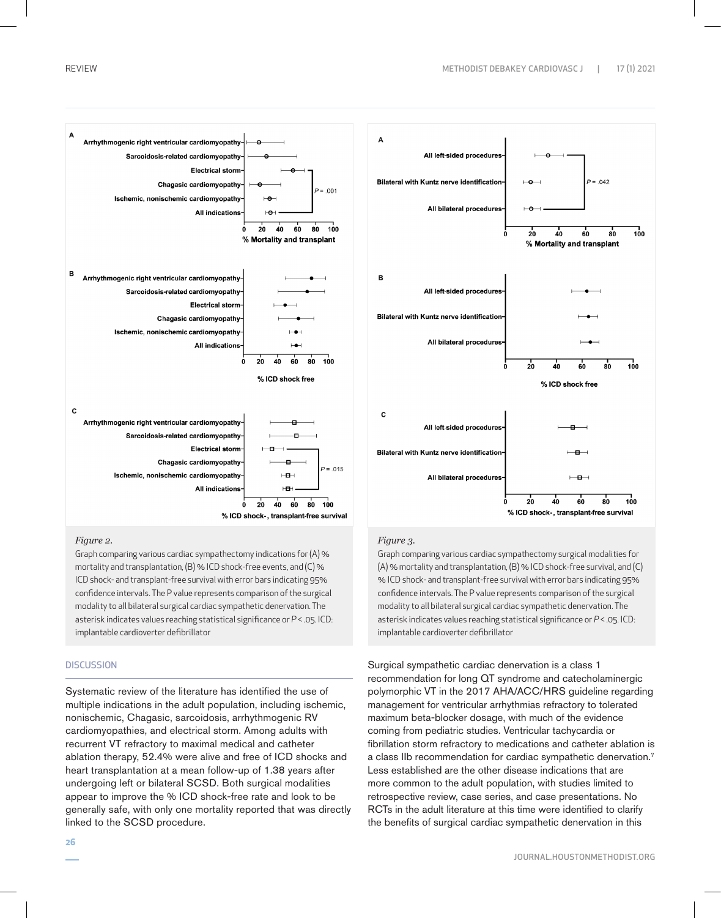*Figure 2.*

Graph comparing various cardiac sympathectomy indications for (A) % mortality and transplantation, (B) % ICD shock-free events, and (C) % ICD shock- and transplant-free survival with error bars indicating 95% confidence intervals. The P value represents comparison of the surgical modality to all bilateral surgical cardiac sympathetic denervation. The asterisk indicates values reaching statistical significance or $P < .05$. ICD: implantable cardioverter defibrillator

*Figure 3.*

Graph comparing various cardiac sympathectomy surgical modalities for (A) % mortality and transplantation, (B) % ICD shock-free survival, and (C) % ICD shock- and transplant-free survival with error bars indicating 95% confidence intervals. The P value represents comparison of the surgical modality to all bilateral surgical cardiac sympathetic denervation. The asterisk indicates values reaching statistical significance or $P < .05$. ICD: implantable cardioverter defibrillator

## DISCUSSION

Systematic review of the literature has identified the use of multiple indications in the adult population, including ischemic, nonischemic, Chagasic, sarcoidosis, arrhythmogenic RV cardiomyopathies, and electrical storm. Among adults with recurrent VT refractory to maximal medical and catheter ablation therapy, 52.4% were alive and free of ICD shocks and heart transplantation at a mean follow-up of 1.38 years after undergoing left or bilateral SCSD. Both surgical modalities appear to improve the % ICD shock-free rate and look to be generally safe, with only one mortality reported that was directly linked to the SCSD procedure.

Surgical sympathetic cardiac denervation is a class 1 recommendation for long QT syndrome and catecholaminergic polymorphic VT in the 2017 AHA/ACC/HRS guideline regarding management for ventricular arrhythmias refractory to tolerated maximum beta-blocker dosage, with much of the evidence coming from pediatric studies. Ventricular tachycardia or fibrillation storm refractory to medications and catheter ablation is a class IIb recommendation for cardiac sympathetic denervation.[7] Less established are the other disease indications that are more common to the adult population, with studies limited to retrospective review, case series, and case presentations. No RCTs in the adult literature at this time were identified to clarify the benefits of surgical cardiac sympathetic denervation in this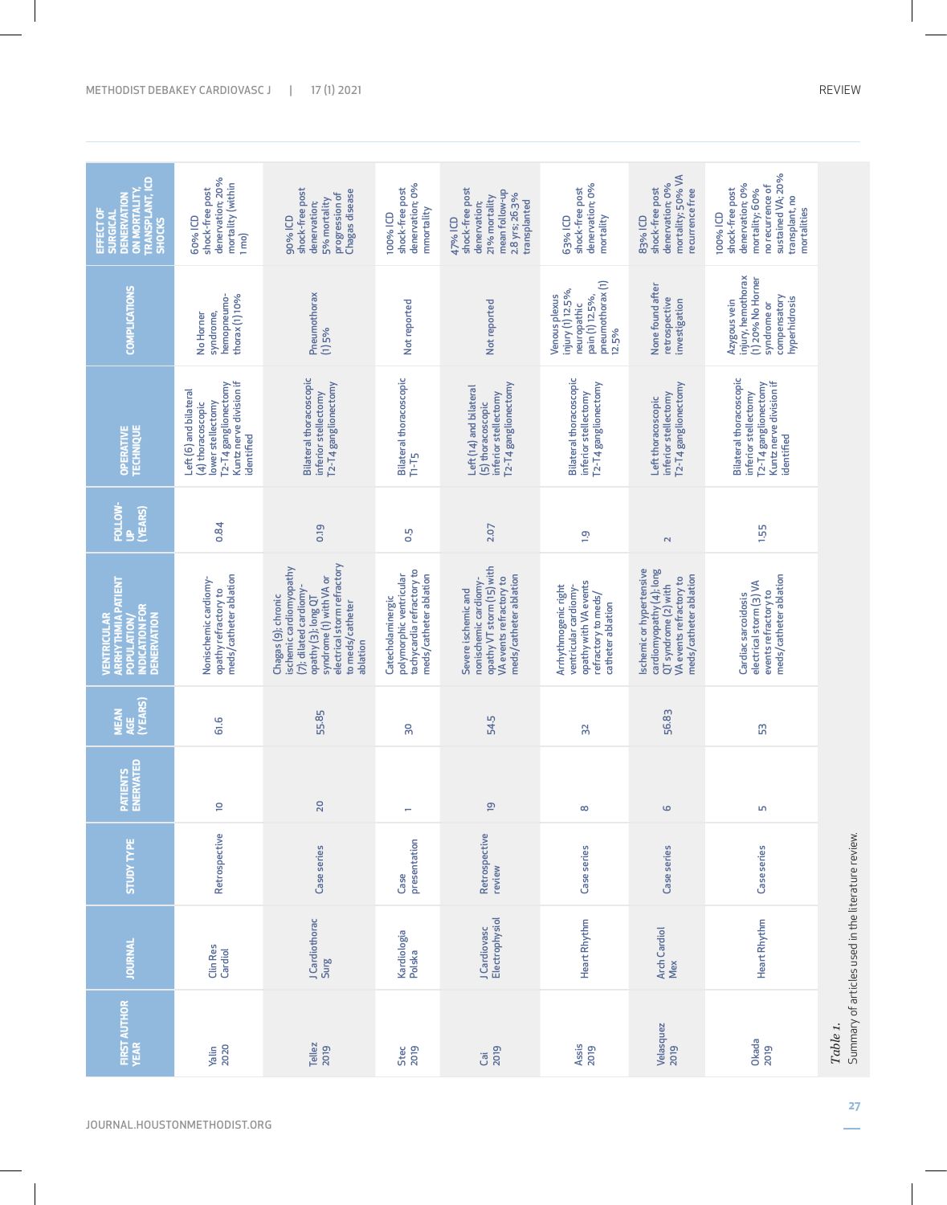| FIRST AUTHOR YEAR | JOURNAL | STUDY TYPE | PATIENTS ENERVATED | MEAN AGE (YEARS) | VENTRICULAR ARRHYTHMIA PATIENT POPULATION/ INDICATION FOR DENERVATION | FOLLOW-UP (YEARS) | OPERATIVE TECHNIQUE | COMPLICATIONS | EFFECT OF SURGICAL DENERVATION ON MORTALITY, TRANSPLANT, ICD SHOCKS |
|---|---|---|---|---|---|---|---|---|---|
| Yalin 2020 | Clin Res Cardiol | Retrospective | 10 | 61.6 | Nonischemic cardiomyopathy refractory to meds/catheter ablation | 0.84 | Left (6) and bilateral (4) thoracoscopic lower stellectomy T2-T4 ganglionectomy Kuntz nerve division if identified | No Horner syndrome, hemopneumothorax (1) 10% | 60% ICD shock-free post denervation; 20% mortality (within 1 mo) |
| Tellez 2019 | J Cardiothorac Surg | Case series | 20 | 55.85 | Chagas (9); chronic ischemic cardiomyopathy (7); dilated cardiomyopathy (3); long QT syndrome (1) with VA or electrical storm refractory to meds/catheter ablation | 0.19 | Bilateral thoracoscopic inferior stellectomy T2-T4 ganglionectomy | Pneumothorax (1) 5% | 90% ICD shock-free post denervation; 5% mortality progression of Chagas disease |
| Stec 2019 | Kardiologia Polska | Case presentation | 1 | 30 | Catecholaminergic polymorphic ventricular tachycardia refractory to meds/catheter ablation | 0.5 | Bilateral thoracoscopic T1-T5 | Not reported | 100% ICD shock-free post denervation; 0% mmortality |
| Cai 2019 | J Cardiovasc Electrophysiol | Retrospective review | 19 | 54.5 | Severe ischemic and nonischemic cardiomyopathy VT storm (15) with VA events refractory to meds/catheter ablation | 2.07 | Left (14) and bilateral (5) thoracoscopic inferior stellectomy T2-T4 ganglionectomy | Not reported | 47% ICD shock-free post denervation; 21% mortality mean follow-up 2.8 yrs; 26.3% transplanted |
| Assis 2019 | Heart Rhythm | Case series | 8 | 32 | Arrhythmogenic right ventricular cardiomyopathy with VA events refractory to meds/ catheter ablation | 1.9 | Bilateral thoracoscopic inferior stellectomy T2-T4 ganglionectomy | Venous plexus injury (1) 12.5%, neuropathic pain (1) 12.5%, pneumothorax (1) 12.5% | 63% ICD shock-free post denervation; 0% mortality |
| Velasquez 2019 | Arch Cardiol Mex | Case series | 6 | 56.83 | Ischemic or hypertensive cardiomyopathy (4); long QT syndrome (2) with VA events refractory to meds/catheter ablation | 2 | Left thoracoscopic inferior stellectomy T2-T4 ganglionectomy | None found after retrospective investigation | 83% ICD shock-free post denervation; 0% mortality; 50% VA recurrence free |
| Okada 2019 | Heart Rhythm | Case series | 5 | 53 | Cardiac sarcoidosis electrical storm (3) VA events refractory to meds/catheter ablation | 1.55 | Bilateral thoracoscopic inferior stellectomy T2-T4 ganglionectomy Kuntz nerve division if identified | Azygous vein injury, hemothorax (1) 20% No Horner syndrome or compensatory hyperhidrosis | 100% ICD shock-free post denervation; 0% mortality; 60% no recurrence of sustained VA; 20% transplant, no mortalities |

*Table 1.*
Summary of articles used in the literature review.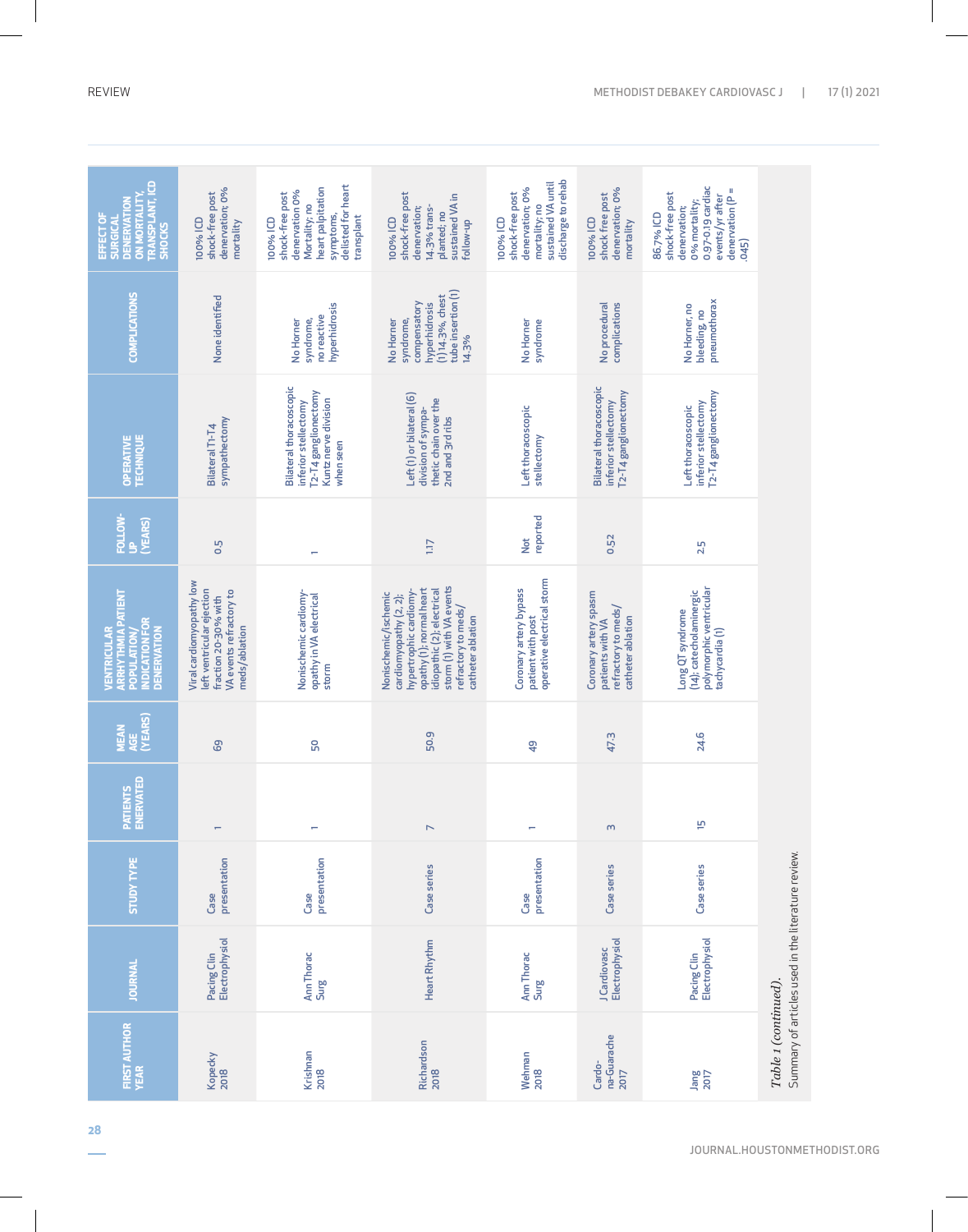| FIRST AUTHOR YEAR | JOURNAL | STUDY TYPE | PATIENTS ENERVATED | MEAN AGE (YEARS) | VENTRICULAR ARRHYTHMIA PATIENT POPULATION/ INDICATION FOR DENERVATION | FOLLOW-UP (YEARS) | OPERATIVE TECHNIQUE | COMPLICATIONS | EFFECT OF SURGICAL DENERVATION ON MORTALITY, TRANSPLANT, ICD SHOCKS |
|---|---|---|---|---|---|---|---|---|---|
| Kopecky 2018 | Pacing Clin Electrophysiol | Case presentation | 1 | 69 | Viral cardiomyopathy low left ventricular ejection fraction 20-30% with VA events refractory to meds/ablation | 0.5 | Bilateral T1-T4 sympathectomy | None identified | 100% ICD shock-free post denervation; 0% mortality |
| Krishnan 2018 | Ann Thorac Surg | Case presentation | 1 | 50 | Nonischemic cardiomy-opathy in VA electrical storm | 1 | Bilateral thoracoscopic inferior stellectomy T2-T4 ganglionectomy Kuntz nerve division when seen | No Horner syndrome, no reactive hyperhidrosis | 100% ICD shock-free post denervation 0% Mortality; no heart palpitation symptoms, delisted for heart transplant |
| Richardson 2018 | Heart Rhythm | Case series | 7 | 50.9 | Nonischemic/ischemic cardiomyopathy (2, 2); hypertrophic cardiomy-opathy (1); normal heart idiopathic (2); electrical storm (1) with VA events refractory to meds/ catheter ablation | 1.17 | Left (1) or bilateral (6) division of sympa-thetic chain over the 2nd and 3rd ribs | No Horner syndrome, compensatory hyperhidrosis (1) 14.3%, chest tube insertion (1) 14.3% | 100% ICD shock-free post denervation; 14.3% trans-planted; no sustained VA in follow-up |
| Wehman 2018 | Ann Thorac Surg | Case presentation | 1 | 49 | Coronary artery bypass patient with post operative electrical storm | Not reported | Left thoracoscopic stellectomy | No Horner syndrome | 100% ICD shock-free post denervation; 0% mortality; no sustained VA until discharge to rehab |
| Cardo-na-Guarache 2017 | J Cardiovasc Electrophysiol | Case series | 3 | 47.3 | Coronary artery spasm patients with VA refractory to meds/ catheter ablation | 0.52 | Bilateral thoracoscopic inferior stellectomy T2-T4 ganglionectomy | No procedural complications | 100% ICD shock free post denervation; 0% mortality |
| Jang 2017 | Pacing Clin Electrophysiol | Case series | 15 | 24.6 | Long QT syndrome (14); catecholaminergic polymorphic ventricular tachycardia (1) | 2.5 | Left thoracoscopic inferior stellectomy T2-T4 ganglionectomy | No Horner, no bleeding, no pneumothorax | 86.7% ICD shock-free post denervation; 0% mortality; 0.97-0.19 cardiac events/yr after denervation (P = .045) |

*Table 1 (continued).*
Summary of articles used in the literature review.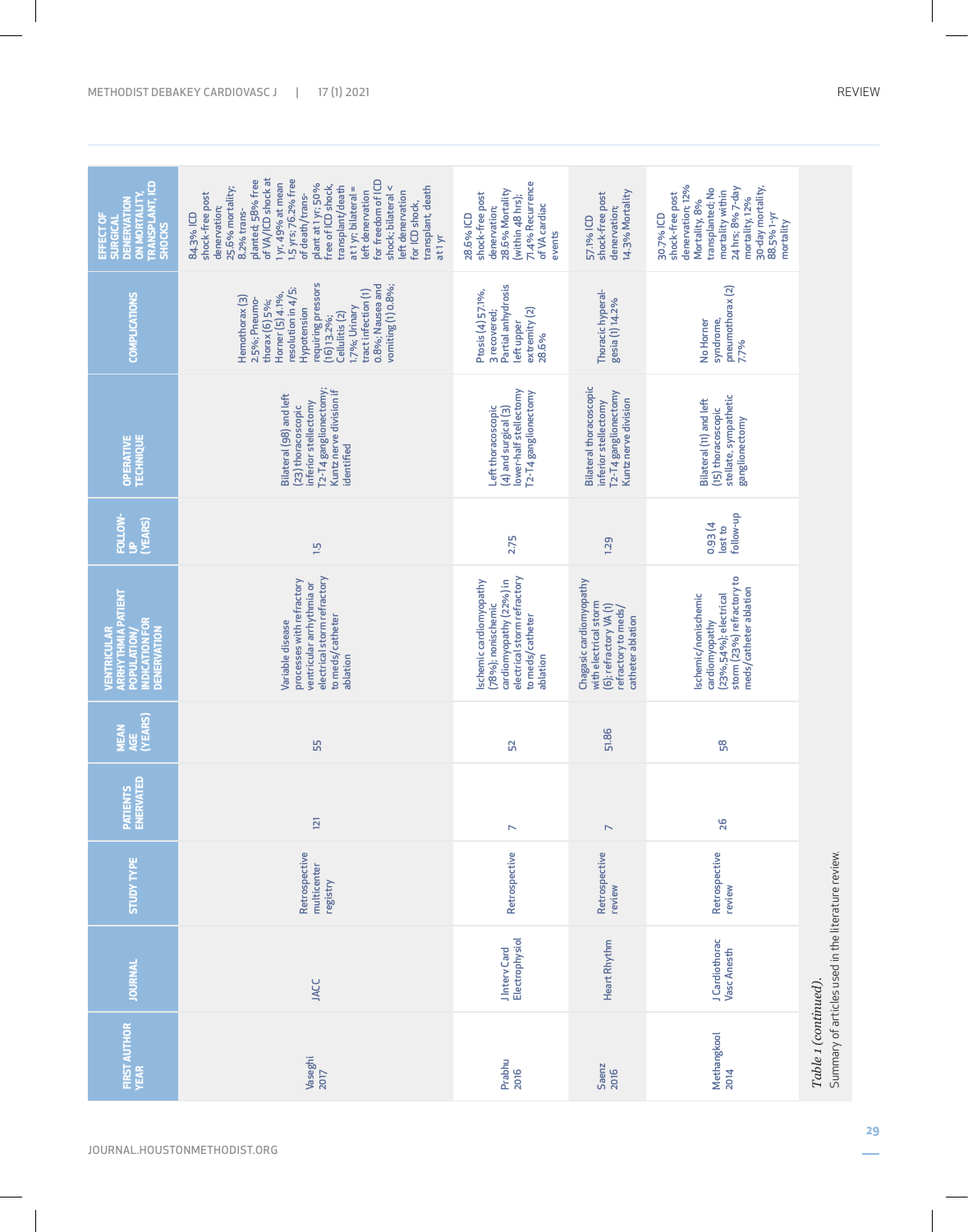| FIRST AUTHOR YEAR | JOURNAL | STUDY TYPE | PATIENTS ENERVATED | MEAN AGE (YEARS) | VENTRICULAR ARRHYTHMIA PATIENT POPULATION/ INDICATION FOR DENERVATION | FOLLOW-UP (YEARS) | OPERATIVE TECHNIQUE | COMPLICATIONS | EFFECT OF SURGICAL DENERVATION ON MORTALITY, TRANSPLANT, ICD SHOCKS |
|---|---|---|---|---|---|---|---|---|---|
| Vaseghi 2017 | JACC | Retrospective multicenter registry | 121 | 55 | Variable disease processes with refractory ventricular arrhythmia or electrical storm refractory to meds/catheter ablation | 1.5 | Bilateral (98) and left (23) thoracoscopic inferior stellectomy T2-T4 ganglionectomy; Kuntz nerve division if identified | Hemothorax (3) 2.5%; Pneumo-thorax (6) 5%; Horner (5) 4.1%, resolution in 4/5; Hypotension requiring pressors (16) 13.2%; Cellulitis (2) 1.7%; Urinary tract infection (1) 0.8%; Nausea and vomiting (1) 0.8%; | 84.3% ICD shock-free post denervation; 25.6% mortality; 8.2% trans-planted; 58% free of VA/ICD shock at 1 yr, 49% at mean 1.5 yrs; 76.2% free of death/trans-plant at 1 yr; 50% free of ICD shock, transplant/death at 1 yr; bilateral = left denervation for freedom of ICD shock; bilateral < left denervation for ICD shock, transplant, death at 1 yr |
| Prabhu 2016 | J Interv Card Electrophysiol | Retrospective | 7 | 52 | Ischemic cardiomyopathy (78%); nonischemic cardiomyopathy (22%) in electrical storm refractory to meds/catheter ablation | 2.75 | Left thoracoscopic (4) and surgical (3) lower-half stellectomy T2-T4 ganglionectomy | Ptosis (4) 57.1%, 3 recovered; Partial anhydrosis left upper extremity (2) 28.6% | 28.6% ICD shock-free post denervation; 28.6% Mortality (within 48 hrs); 71.4% Recurrence of VA cardiac events |
| Saenz 2016 | Heart Rhythm | Retrospective review | 7 | 51.86 | Chagasic cardiomyopathy with electrical storm (6); refractory VA (1) refractory to meds/ catheter ablation | 1.29 | Bilateral thoracoscopic inferior stellectomy T2-T4 ganglionectomy Kuntz nerve division | Thoracic hyperal-gesia (1) 14.2% | 57.1% ICD shock-free post denervation; 14.3% Mortality |
| Methangkool 2014 | J Cardiothorac Vasc Anesth | Retrospective review | 26 | 58 | Ischemic/nonischemic cardiomyopathy (23%, 54%); electrical storm (23%) refractory to meds/catheter ablation | 0.93 (4 lost to follow-up | Bilateral (11) and left (15) thoracoscopic stellate, sympathetic ganglionectomy | No Horner syndrome, pneumothorax (2) 7.7% | 30.7% ICD shock-free post denervation; 12% Mortality, 8% transplanted; No mortality within 24 hrs; 8% 7-day mortality, 12% 30-day mortality, 88.5% 1-yr mortality |

*Table 1 (continued).*
Summary of articles used in the literature review.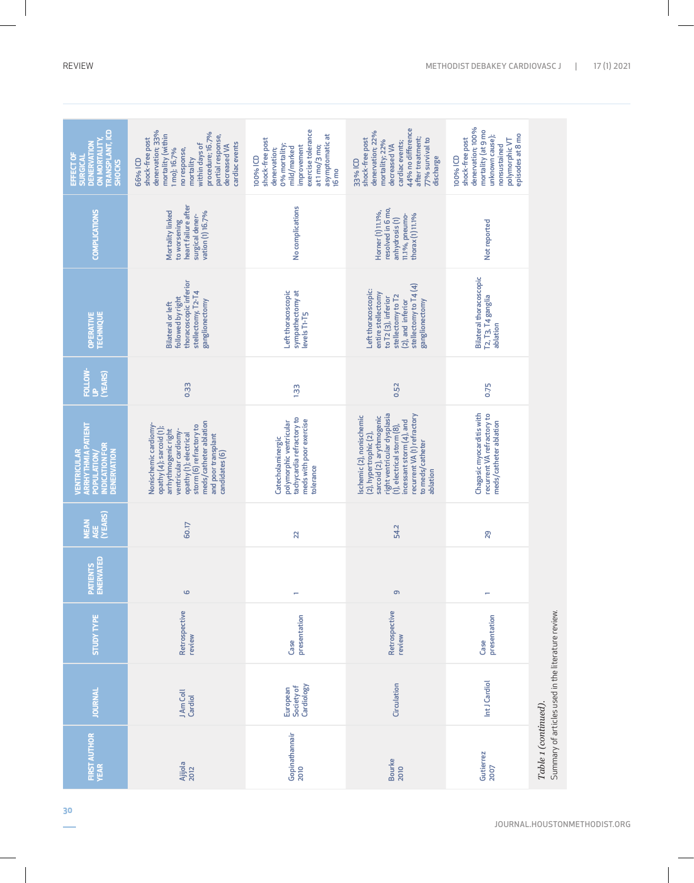| FIRST AUTHOR YEAR | JOURNAL | STUDY TYPE | PATIENTS ENERVATED | MEAN AGE (YEARS) | VENTRICULAR ARRHYTHMIA PATIENT POPULATION/ INDICATION FOR DENERVATION | FOLLOW-UP (YEARS) | OPERATIVE TECHNIQUE | COMPLICATIONS | EFFECT OF SURGICAL DENERVATION ON MORTALITY, TRANSPLANT, ICD SHOCKS |
|---|---|---|---|---|---|---|---|---|---|
| Ajijola 2012 | J Am Coll Cardiol | Retrospective review | 6 | 60.17 | Nonischemic cardiomyopathy (4); sarcoid (1); arrhythmogenic right ventricular cardiomyopathy (1); electrical storm (6) refractory to meds/catheter ablation and poor transplant candidates (6) | 0.33 | Bilateral or left followed by right thoracoscopic inferior stellectomy, T2-T4 ganglionectomy | Mortality linked to worsening heart failure after surgical denervation (1) 16.7% | 66% ICD shock-free post denervation; 33% mortality (within 1 mo); 16.7% no response, mortality within days of procedure; 16.7% partial response, decreased VA cardiac events |
| Gopinathannair 2010 | European Society of Cardiology | Case presentation | 1 | 22 | Catecholaminergic polymorphic ventricular tachycardia refractory to meds with poor exercise tolerance | 1.33 | Left thoracoscopic sympathectomy at levels T1-T5 | No complications | 100% ICD shock-free post denervation; 0% mortality; mild/marked improvement exercise tolerance at 1 mo/3 mo; asymptomatic at 16 mo |
| Bourke 2010 | Circulation | Retrospective review | 9 | 54.2 | Ischemic (2), nonischemic (2), hypertrophic (2), sarcoid (2), arrhythmogenic right ventricular dysplasia (1), electrical storm (8), incessant storm (4), and recurrent VA (1) refractory to meds/catheter ablation | 0.52 | Left thoracoscopic: entire stellectomy to T2 (3), inferior stellectomy to T2 (2), and inferior stellectomy to T4 (4) ganglionectomy | Horner (1) 11.1%, resolved in 6 mo, anhydrosis (1) 11.1%, pneumothorax (1) 11.1% | 33% ICD shock-free post denervation; 22% mortality; 22% decreased VA cardiac events; 44% no difference after treatment; 77% survival to discharge |
| Gutierrez 2007 | Int J Cardiol | Case presentation | 1 | 29 | Chagasic myocarditis with recurrent VA refractory to meds/catheter ablation | 0.75 | Bilateral thoracoscopic T2, T3, T4 ganglia ablation | Not reported | 100% ICD shock-free post denervation; 100% mortality (at 9 mo unknown cause); nonsustained polymorphic VT episodes at 8 mo |

*Table 1 (continued).*
Summary of articles used in the literature review.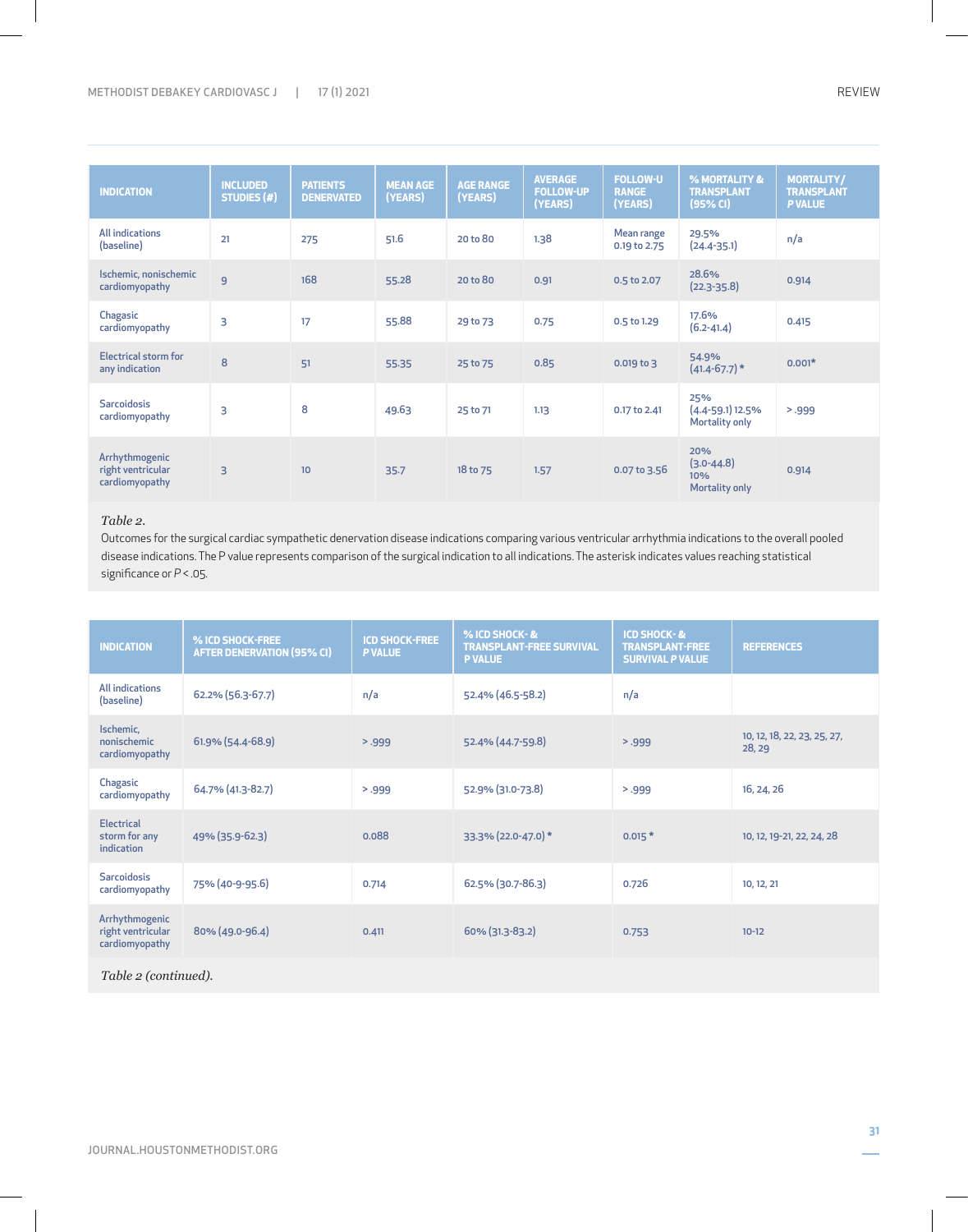| INDICATION | INCLUDED STUDIES (#) | PATIENTS DENERVATED | MEAN AGE (YEARS) | AGE RANGE (YEARS) | AVERAGE FOLLOW-UP (YEARS) | FOLLOW-U RANGE (YEARS) | % MORTALITY & TRANSPLANT (95% CI) | MORTALITY/ TRANSPLANT P VALUE |
|---|---|---|---|---|---|---|---|---|
| All indications (baseline) | 21 | 275 | 51.6 | 20 to 80 | 1.38 | Mean range 0.19 to 2.75 | 29.5% (24.4-35.1) | n/a |
| Ischemic, nonischemic cardiomyopathy | 9 | 168 | 55.28 | 20 to 80 | 0.91 | 0.5 to 2.07 | 28.6% (22.3-35.8) | 0.914 |
| Chagasic cardiomyopathy | 3 | 17 | 55.88 | 29 to 73 | 0.75 | 0.5 to 1.29 | 17.6% (6.2-41.4) | 0.415 |
| Electrical storm for any indication | 8 | 51 | 55.35 | 25 to 75 | 0.85 | 0.019 to 3 | 54.9% (41.4-67.7) * | 0.001* |
| Sarcoidosis cardiomyopathy | 3 | 8 | 49.63 | 25 to 71 | 1.13 | 0.17 to 2.41 | 25% (4.4-59.1) 12.5% Mortality only | > .999 |
| Arrhythmogenic right ventricular cardiomyopathy | 3 | 10 | 35.7 | 18 to 75 | 1.57 | 0.07 to 3.56 | 20% (3.0-44.8) 10% Mortality only | 0.914 |

*Table 2.*
Outcomes for the surgical cardiac sympathetic denervation disease indications comparing various ventricular arrhythmia indications to the overall pooled disease indications. The P value represents comparison of the surgical indication to all indications. The asterisk indicates values reaching statistical significance or $P < .05$.

| INDICATION | % ICD SHOCK-FREE AFTER DENERVATION (95% CI) | ICD SHOCK-FREE P VALUE | % ICD SHOCK- & TRANSPLANT-FREE SURVIVAL P VALUE | ICD SHOCK- & TRANSPLANT-FREE SURVIVAL P VALUE | REFERENCES |
|---|---|---|---|---|---|
| All indications (baseline) | 62.2% (56.3-67.7) | n/a | 52.4% (46.5-58.2) | n/a | |
| Ischemic, nonischemic cardiomyopathy | 61.9% (54.4-68.9) | > .999 | 52.4% (44.7-59.8) | > .999 | 10, 12, 18, 22, 23, 25, 27, 28, 29 |
| Chagasic cardiomyopathy | 64.7% (41.3-82.7) | > .999 | 52.9% (31.0-73.8) | > .999 | 16, 24, 26 |
| Electrical storm for any indication | 49% (35.9-62.3) | 0.088 | 33.3% (22.0-47.0) * | 0.015 * | 10, 12, 19-21, 22, 24, 28 |
| Sarcoidosis cardiomyopathy | 75% (40-9-95.6) | 0.714 | 62.5% (30.7-86.3) | 0.726 | 10, 12, 21 |
| Arrhythmogenic right ventricular cardiomyopathy | 80% (49.0-96.4) | 0.411 | 60% (31.3-83.2) | 0.753 | 10-12 |

*Table 2 (continued).*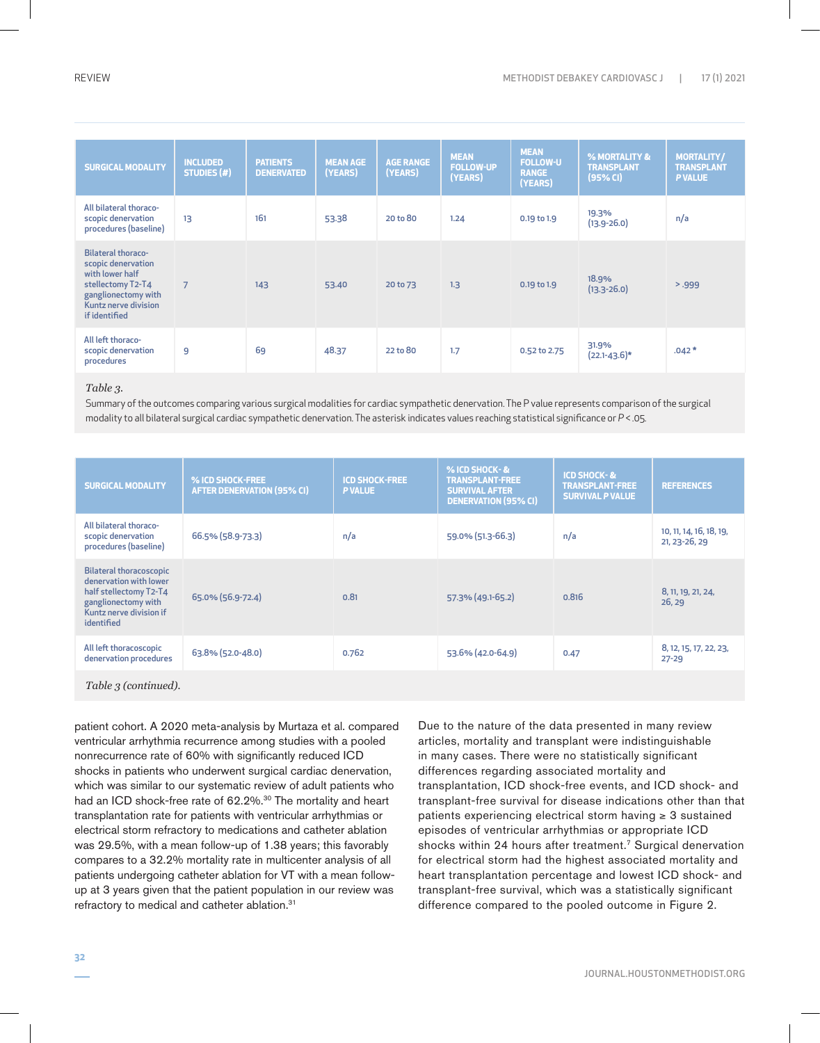| SURGICAL MODALITY | INCLUDED STUDIES (#) | PATIENTS DENERVATED | MEAN AGE (YEARS) | AGE RANGE (YEARS) | MEAN FOLLOW-UP (YEARS) | MEAN FOLLOW-U RANGE (YEARS) | % MORTALITY & TRANSPLANT (95% CI) | MORTALITY/ TRANSPLANT *P* VALUE |
|---|---|---|---|---|---|---|---|---|
| All bilateral thoracoscopic denervation procedures (baseline) | 13 | 161 | 53.38 | 20 to 80 | 1.24 | 0.19 to 1.9 | 19.3% (13.9-26.0) | n/a |
| Bilateral thoracoscopic denervation with lower half stellectomy T2-T4 ganglionectomy with Kuntz nerve division if identified | 7 | 143 | 53.40 | 20 to 73 | 1.3 | 0.19 to 1.9 | 18.9% (13.3-26.0) | > .999 |
| All left thoracoscopic denervation procedures | 9 | 69 | 48.37 | 22 to 80 | 1.7 | 0.52 to 2.75 | 31.9% (22.1-43.6)* | .042* |

*Table 3.*

Summary of the outcomes comparing various surgical modalities for cardiac sympathetic denervation. The P value represents comparison of the surgical modality to all bilateral surgical cardiac sympathetic denervation. The asterisk indicates values reaching statistical significance or $P < .05$.

| SURGICAL MODALITY | % ICD SHOCK-FREE AFTER DENERVATION (95% CI) | ICD SHOCK-FREE P VALUE | % ICD SHOCK- & TRANSPLANT-FREE SURVIVAL AFTER DENERVATION (95% CI) | ICD SHOCK- & TRANSPLANT-FREE SURVIVAL P VALUE | REFERENCES |
|---|---|---|---|---|---|
| All bilateral thoracoscopic denervation procedures (baseline) | 66.5% (58.9-73.3) | n/a | 59.0% (51.3-66.3) | n/a | 10, 11, 14, 16, 18, 19, 21, 23-26, 29 |
| Bilateral thoracoscopic denervation with lower half stellectomy T2-T4 ganglionectomy with Kuntz nerve division if identified | 65.0% (56.9-72.4) | 0.81 | 57.3% (49.1-65.2) | 0.816 | 8, 11, 19, 21, 24, 26, 29 |
| All left thoracoscopic denervation procedures | 63.8% (52.0-48.0) | 0.762 | 53.6% (42.0-64.9) | 0.47 | 8, 12, 15, 17, 22, 23, 27-29 |

*Table 3 (continued).*

patient cohort. A 2020 meta-analysis by Murtaza et al. compared ventricular arrhythmia recurrence among studies with a pooled nonrecurrence rate of 60% with significantly reduced ICD shocks in patients who underwent surgical cardiac denervation, which was similar to our systematic review of adult patients who had an ICD shock-free rate of 62.2%.[30] The mortality and heart transplantation rate for patients with ventricular arrhythmias or electrical storm refractory to medications and catheter ablation was 29.5%, with a mean follow-up of 1.38 years; this favorably compares to a 32.2% mortality rate in multicenter analysis of all patients undergoing catheter ablation for VT with a mean follow-up at 3 years given that the patient population in our review was refractory to medical and catheter ablation.[31]

Due to the nature of the data presented in many review articles, mortality and transplant were indistinguishable in many cases. There were no statistically significant differences regarding associated mortality and transplantation, ICD shock-free events, and ICD shock- and transplant-free survival for disease indications other than that patients experiencing electrical storm having ≥ 3 sustained episodes of ventricular arrhythmias or appropriate ICD shocks within 24 hours after treatment.[7] Surgical denervation for electrical storm had the highest associated mortality and heart transplantation percentage and lowest ICD shock- and transplant-free survival, which was a statistically significant difference compared to the pooled outcome in Figure 2.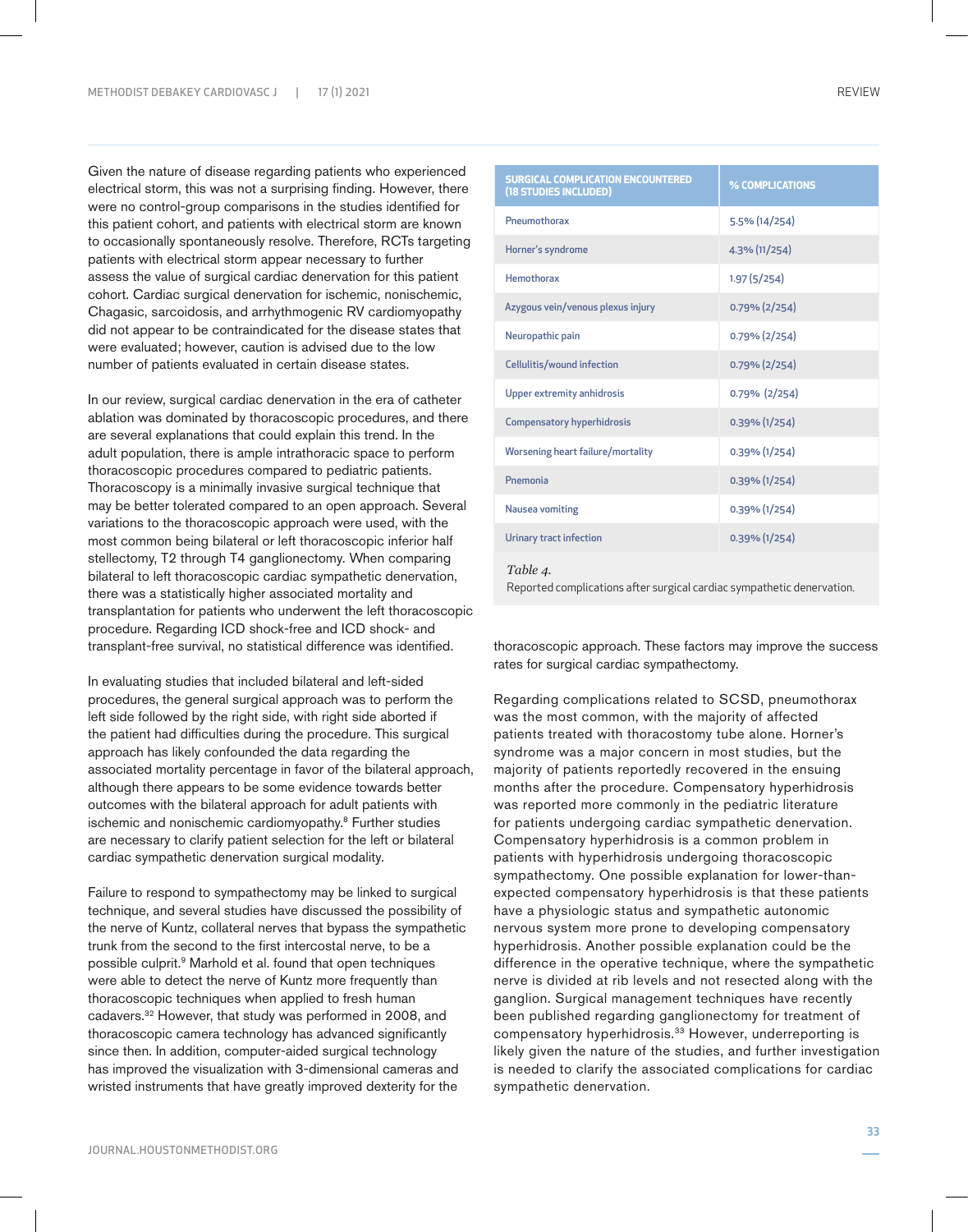Given the nature of disease regarding patients who experienced electrical storm, this was not a surprising finding. However, there were no control-group comparisons in the studies identified for this patient cohort, and patients with electrical storm are known to occasionally spontaneously resolve. Therefore, RCTs targeting patients with electrical storm appear necessary to further assess the value of surgical cardiac denervation for this patient cohort. Cardiac surgical denervation for ischemic, nonischemic, Chagasic, sarcoidosis, and arrhythmogenic RV cardiomyopathy did not appear to be contraindicated for the disease states that were evaluated; however, caution is advised due to the low number of patients evaluated in certain disease states.

In our review, surgical cardiac denervation in the era of catheter ablation was dominated by thoracoscopic procedures, and there are several explanations that could explain this trend. In the adult population, there is ample intrathoracic space to perform thoracoscopic procedures compared to pediatric patients. Thoracoscopy is a minimally invasive surgical technique that may be better tolerated compared to an open approach. Several variations to the thoracoscopic approach were used, with the most common being bilateral or left thoracoscopic inferior half stellectomy, T2 through T4 ganglionectomy. When comparing bilateral to left thoracoscopic cardiac sympathetic denervation, there was a statistically higher associated mortality and transplantation for patients who underwent the left thoracoscopic procedure. Regarding ICD shock-free and ICD shock- and transplant-free survival, no statistical difference was identified.

In evaluating studies that included bilateral and left-sided procedures, the general surgical approach was to perform the left side followed by the right side, with right side aborted if the patient had difficulties during the procedure. This surgical approach has likely confounded the data regarding the associated mortality percentage in favor of the bilateral approach, although there appears to be some evidence towards better outcomes with the bilateral approach for adult patients with ischemic and nonischemic cardiomyopathy.[8] Further studies are necessary to clarify patient selection for the left or bilateral cardiac sympathetic denervation surgical modality.

Failure to respond to sympathectomy may be linked to surgical technique, and several studies have discussed the possibility of the nerve of Kuntz, collateral nerves that bypass the sympathetic trunk from the second to the first intercostal nerve, to be a possible culprit.[9] Marhold et al. found that open techniques were able to detect the nerve of Kuntz more frequently than thoracoscopic techniques when applied to fresh human cadavers.[32] However, that study was performed in 2008, and thoracoscopic camera technology has advanced significantly since then. In addition, computer-aided surgical technology has improved the visualization with 3-dimensional cameras and wristed instruments that have greatly improved dexterity for the thoracoscopic approach. These factors may improve the success rates for surgical cardiac sympathectomy.

| SURGICAL COMPLICATION ENCOUNTERED (18 STUDIES INCLUDED) | % COMPLICATIONS |
|---|---|
| Pneumothorax | 5.5% (14/254) |
| Horner's syndrome | 4.3% (11/254) |
| Hemothorax | 1.97 (5/254) |
| Azygous vein/venous plexus injury | 0.79% (2/254) |
| Neuropathic pain | 0.79% (2/254) |
| Cellulitis/wound infection | 0.79% (2/254) |
| Upper extremity anhidrosis | 0.79% (2/254) |
| Compensatory hyperhidrosis | 0.39% (1/254) |
| Worsening heart failure/mortality | 0.39% (1/254) |
| Pnemonia | 0.39% (1/254) |
| Nausea vomiting | 0.39% (1/254) |
| Urinary tract infection | 0.39% (1/254) |

*Table 4.*
Reported complications after surgical cardiac sympathetic denervation.

Regarding complications related to SCSD, pneumothorax was the most common, with the majority of affected patients treated with thoracostomy tube alone. Horner's syndrome was a major concern in most studies, but the majority of patients reportedly recovered in the ensuing months after the procedure. Compensatory hyperhidrosis was reported more commonly in the pediatric literature for patients undergoing cardiac sympathetic denervation. Compensatory hyperhidrosis is a common problem in patients with hyperhidrosis undergoing thoracoscopic sympathectomy. One possible explanation for lower-than-expected compensatory hyperhidrosis is that these patients have a physiologic status and sympathetic autonomic nervous system more prone to developing compensatory hyperhidrosis. Another possible explanation could be the difference in the operative technique, where the sympathetic nerve is divided at rib levels and not resected along with the ganglion. Surgical management techniques have recently been published regarding ganglionectomy for treatment of compensatory hyperhidrosis.[33] However, underreporting is likely given the nature of the studies, and further investigation is needed to clarify the associated complications for cardiac sympathetic denervation.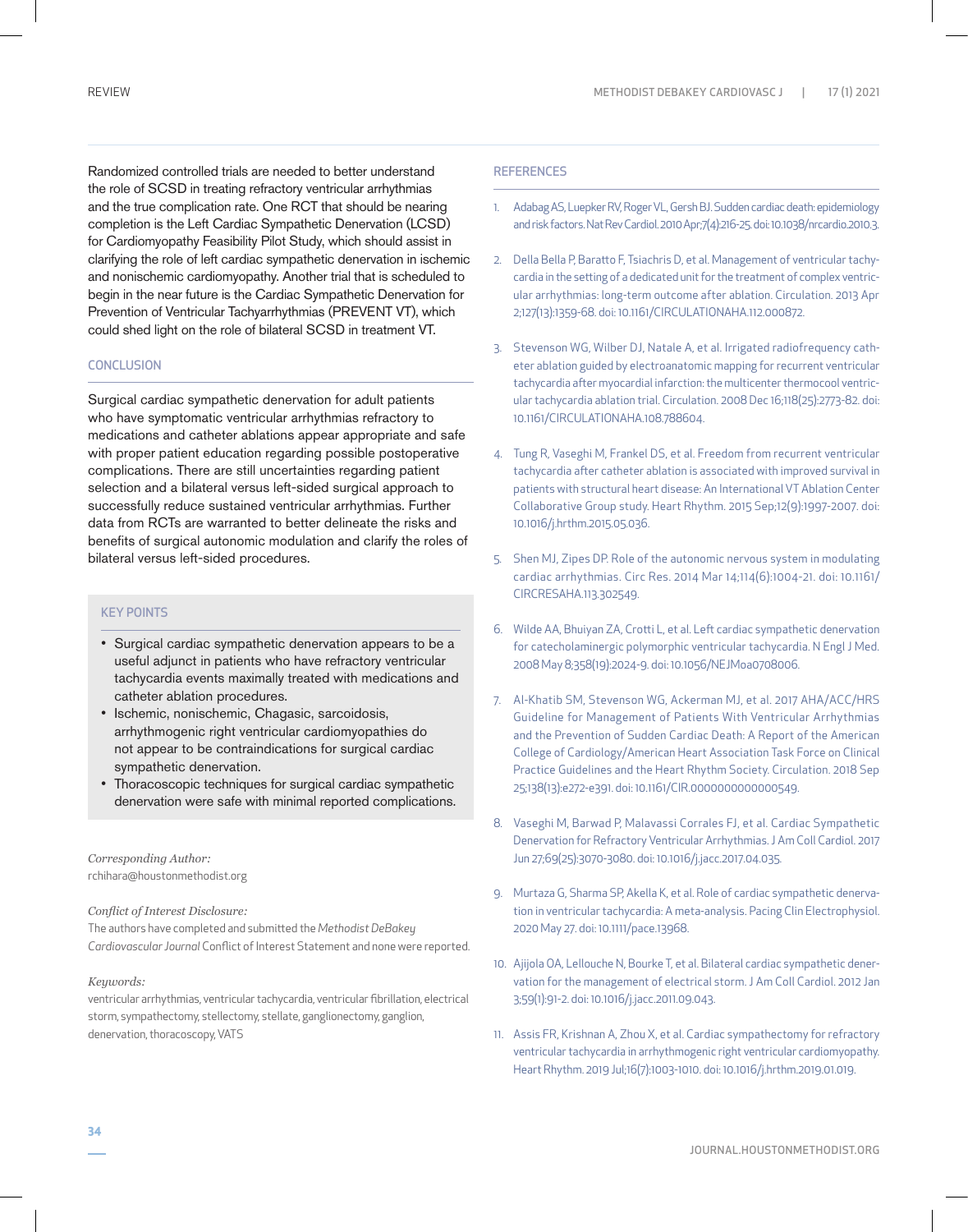Randomized controlled trials are needed to better understand the role of SCSD in treating refractory ventricular arrhythmias and the true complication rate. One RCT that should be nearing completion is the Left Cardiac Sympathetic Denervation (LCSD) for Cardiomyopathy Feasibility Pilot Study, which should assist in clarifying the role of left cardiac sympathetic denervation in ischemic and nonischemic cardiomyopathy. Another trial that is scheduled to begin in the near future is the Cardiac Sympathetic Denervation for Prevention of Ventricular Tachyarrhythmias (PREVENT VT), which could shed light on the role of bilateral SCSD in treatment VT.

## CONCLUSION

Surgical cardiac sympathetic denervation for adult patients who have symptomatic ventricular arrhythmias refractory to medications and catheter ablations appear appropriate and safe with proper patient education regarding possible postoperative complications. There are still uncertainties regarding patient selection and a bilateral versus left-sided surgical approach to successfully reduce sustained ventricular arrhythmias. Further data from RCTs are warranted to better delineate the risks and benefits of surgical autonomic modulation and clarify the roles of bilateral versus left-sided procedures.

### KEY POINTS

- Surgical cardiac sympathetic denervation appears to be a useful adjunct in patients who have refractory ventricular tachycardia events maximally treated with medications and catheter ablation procedures.
- Ischemic, nonischemic, Chagasic, sarcoidosis, arrhythmogenic right ventricular cardiomyopathies do not appear to be contraindications for surgical cardiac sympathetic denervation.
- Thoracoscopic techniques for surgical cardiac sympathetic denervation were safe with minimal reported complications.

*Corresponding Author:*
rchihara@houstonmethodist.org

*Conflict of Interest Disclosure:*
The authors have completed and submitted the *Methodist DeBakey Cardiovascular Journal* Conflict of Interest Statement and none were reported.

*Keywords:*
ventricular arrhythmias, ventricular tachycardia, ventricular fibrillation, electrical storm, sympathectomy, stellectomy, stellate, ganglionectomy, ganglion, denervation, thoracoscopy, VATS

## REFERENCES

1. Adabag AS, Luepker RV, Roger VL, Gersh BJ. Sudden cardiac death: epidemiology and risk factors. Nat Rev Cardiol. 2010 Apr;7(4):216-25. doi: 10.1038/nrcardio.2010.3.
2. Della Bella P, Baratto F, Tsiachris D, et al. Management of ventricular tachycardia in the setting of a dedicated unit for the treatment of complex ventricular arrhythmias: long-term outcome after ablation. Circulation. 2013 Apr 2;127(13):1359-68. doi: 10.1161/CIRCULATIONAHA.112.000872.
3. Stevenson WG, Wilber DJ, Natale A, et al. Irrigated radiofrequency catheter ablation guided by electroanatomic mapping for recurrent ventricular tachycardia after myocardial infarction: the multicenter thermocool ventricular tachycardia ablation trial. Circulation. 2008 Dec 16;118(25):2773-82. doi: 10.1161/CIRCULATIONAHA.108.788604.
4. Tung R, Vaseghi M, Frankel DS, et al. Freedom from recurrent ventricular tachycardia after catheter ablation is associated with improved survival in patients with structural heart disease: An International VT Ablation Center Collaborative Group study. Heart Rhythm. 2015 Sep;12(9):1997-2007. doi: 10.1016/j.hrthm.2015.05.036.
5. Shen MJ, Zipes DP. Role of the autonomic nervous system in modulating cardiac arrhythmias. Circ Res. 2014 Mar 14;114(6):1004-21. doi: 10.1161/CIRCRESAHA.113.302549.
6. Wilde AA, Bhuiyan ZA, Crotti L, et al. Left cardiac sympathetic denervation for catecholaminergic polymorphic ventricular tachycardia. N Engl J Med. 2008 May 8;358(19):2024-9. doi: 10.1056/NEJMoa0708006.
7. Al-Khatib SM, Stevenson WG, Ackerman MJ, et al. 2017 AHA/ACC/HRS Guideline for Management of Patients With Ventricular Arrhythmias and the Prevention of Sudden Cardiac Death: A Report of the American College of Cardiology/American Heart Association Task Force on Clinical Practice Guidelines and the Heart Rhythm Society. Circulation. 2018 Sep 25;138(13):e272-e391. doi: 10.1161/CIR.0000000000000549.
8. Vaseghi M, Barwad P, Malavassi Corrales FJ, et al. Cardiac Sympathetic Denervation for Refractory Ventricular Arrhythmias. J Am Coll Cardiol. 2017 Jun 27;69(25):3070-3080. doi: 10.1016/j.jacc.2017.04.035.
9. Murtaza G, Sharma SP, Akella K, et al. Role of cardiac sympathetic denervation in ventricular tachycardia: A meta-analysis. Pacing Clin Electrophysiol. 2020 May 27. doi: 10.1111/pace.13968.
10. Ajijola OA, Lellouche N, Bourke T, et al. Bilateral cardiac sympathetic denervation for the management of electrical storm. J Am Coll Cardiol. 2012 Jan 3;59(1):91-2. doi: 10.1016/j.jacc.2011.09.043.
11. Assis FR, Krishnan A, Zhou X, et al. Cardiac sympathectomy for refractory ventricular tachycardia in arrhythmogenic right ventricular cardiomyopathy. Heart Rhythm. 2019 Jul;16(7):1003-1010. doi: 10.1016/j.hrthm.2019.01.019.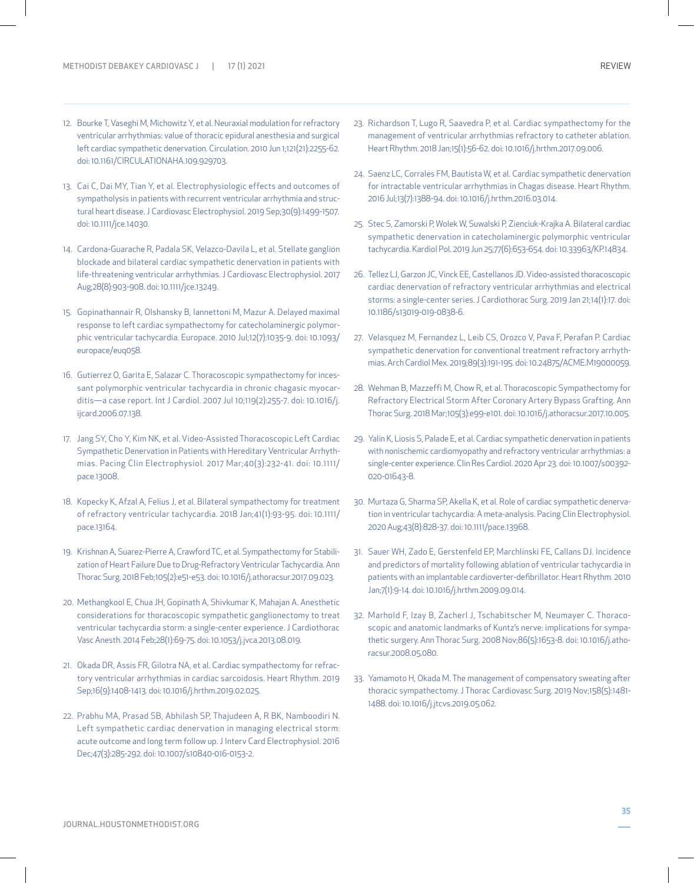12. Bourke T, Vaseghi M, Michowitz Y, et al. Neuraxial modulation for refractory ventricular arrhythmias: value of thoracic epidural anesthesia and surgical left cardiac sympathetic denervation. Circulation. 2010 Jun 1;121(21):2255-62. doi: 10.1161/CIRCULATIONAHA.109.929703.
13. Cai C, Dai MY, Tian Y, et al. Electrophysiologic effects and outcomes of sympatholysis in patients with recurrent ventricular arrhythmia and structural heart disease. J Cardiovasc Electrophysiol. 2019 Sep;30(9):1499-1507. doi: 10.1111/jce.14030.
14. Cardona-Guarache R, Padala SK, Velazco-Davila L, et al. Stellate ganglion blockade and bilateral cardiac sympathetic denervation in patients with life-threatening ventricular arrhythmias. J Cardiovasc Electrophysiol. 2017 Aug;28(8):903-908. doi: 10.1111/jce.13249.
15. Gopinathannair R, Olshansky B, Iannettoni M, Mazur A. Delayed maximal response to left cardiac sympathectomy for catecholaminergic polymorphic ventricular tachycardia. Europace. 2010 Jul;12(7):1035-9. doi: 10.1093/europace/euq058.
16. Gutierrez O, Garita E, Salazar C. Thoracoscopic sympathectomy for incessant polymorphic ventricular tachycardia in chronic chagasic myocarditis—a case report. Int J Cardiol. 2007 Jul 10;119(2):255-7. doi: 10.1016/j.ijcard.2006.07.138.
17. Jang SY, Cho Y, Kim NK, et al. Video-Assisted Thoracoscopic Left Cardiac Sympathetic Denervation in Patients with Hereditary Ventricular Arrhythmias. Pacing Clin Electrophysiol. 2017 Mar;40(3):232-41. doi: 10.1111/pace.13008.
18. Kopecky K, Afzal A, Felius J, et al. Bilateral sympathectomy for treatment of refractory ventricular tachycardia. 2018 Jan;41(1):93-95. doi: 10.1111/pace.13164.
19. Krishnan A, Suarez-Pierre A, Crawford TC, et al. Sympathectomy for Stabilization of Heart Failure Due to Drug-Refractory Ventricular Tachycardia. Ann Thorac Surg. 2018 Feb;105(2):e51-e53. doi: 10.1016/j.athoracsur.2017.09.023.
20. Methangkool E, Chua JH, Gopinath A, Shivkumar K, Mahajan A. Anesthetic considerations for thoracoscopic sympathetic ganglionectomy to treat ventricular tachycardia storm: a single-center experience. J Cardiothorac Vasc Anesth. 2014 Feb;28(1):69-75. doi: 10.1053/j.jvca.2013.08.019.
21. Okada DR, Assis FR, Gilotra NA, et al. Cardiac sympathectomy for refractory ventricular arrhythmias in cardiac sarcoidosis. Heart Rhythm. 2019 Sep;16(9):1408-1413. doi: 10.1016/j.hrthm.2019.02.025.
22. Prabhu MA, Prasad SB, Abhilash SP, Thajudeen A, R BK, Namboodiri N. Left sympathetic cardiac denervation in managing electrical storm: acute outcome and long term follow up. J Interv Card Electrophysiol. 2016 Dec;47(3):285-292. doi: 10.1007/s10840-016-0153-2.
23. Richardson T, Lugo R, Saavedra P, et al. Cardiac sympathectomy for the management of ventricular arrhythmias refractory to catheter ablation. Heart Rhythm. 2018 Jan;15(1):56-62. doi: 10.1016/j.hrthm.2017.09.006.
24. Saenz LC, Corrales FM, Bautista W, et al. Cardiac sympathetic denervation for intractable ventricular arrhythmias in Chagas disease. Heart Rhythm. 2016 Jul;13(7):1388-94. doi: 10.1016/j.hrthm.2016.03.014.
25. Stec S, Zamorski P, Wolek W, Suwalski P, Zienciuk-Krajka A. Bilateral cardiac sympathetic denervation in catecholaminergic polymorphic ventricular tachycardia. Kardiol Pol. 2019 Jun 25;77(6):653-654. doi: 10.33963/KP.14834.
26. Tellez LJ, Garzon JC, Vinck EE, Castellanos JD. Video-assisted thoracoscopic cardiac denervation of refractory ventricular arrhythmias and electrical storms: a single-center series. J Cardiothorac Surg. 2019 Jan 21;14(1):17. doi: 10.1186/s13019-019-0838-6.
27. Velasquez M, Fernandez L, Leib CS, Orozco V, Pava F, Perafan P. Cardiac sympathetic denervation for conventional treatment refractory arrhythmias. Arch Cardiol Mex. 2019;89(3):191-195. doi: 10.24875/ACME.M19000059.
28. Wehman B, Mazzeffi M, Chow R, et al. Thoracoscopic Sympathectomy for Refractory Electrical Storm After Coronary Artery Bypass Grafting. Ann Thorac Surg. 2018 Mar;105(3):e99-e101. doi: 10.1016/j.athoracsur.2017.10.005.
29. Yalin K, Liosis S, Palade E, et al. Cardiac sympathetic denervation in patients with nonischemic cardiomyopathy and refractory ventricular arrhythmias: a single-center experience. Clin Res Cardiol. 2020 Apr 23. doi: 10.1007/s00392-020-01643-8.
30. Murtaza G, Sharma SP, Akella K, et al. Role of cardiac sympathetic denervation in ventricular tachycardia: A meta-analysis. Pacing Clin Electrophysiol. 2020 Aug;43(8):828-37. doi: 10.1111/pace.13968.
31. Sauer WH, Zado E, Gerstenfeld EP, Marchlinski FE, Callans DJ. Incidence and predictors of mortality following ablation of ventricular tachycardia in patients with an implantable cardioverter-defibrillator. Heart Rhythm. 2010 Jan;7(1):9-14. doi: 10.1016/j.hrthm.2009.09.014.
32. Marhold F, Izay B, Zacherl J, Tschabitscher M, Neumayer C. Thoracoscopic and anatomic landmarks of Kuntz's nerve: implications for sympathetic surgery. Ann Thorac Surg. 2008 Nov;86(5):1653-8. doi: 10.1016/j.athoracsur.2008.05.080.
33. Yamamoto H, Okada M. The management of compensatory sweating after thoracic sympathectomy. J Thorac Cardiovasc Surg. 2019 Nov;158(5):1481-1488. doi: 10.1016/j.jtcvs.2019.05.062.